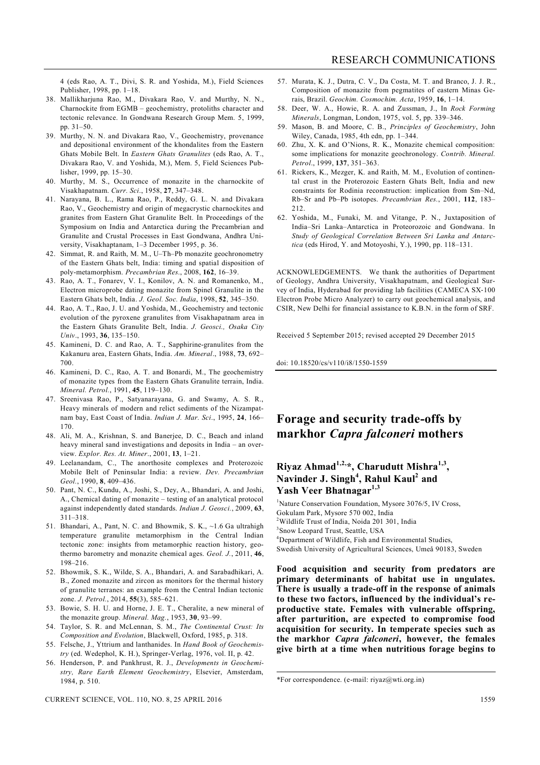4 (eds Rao, A. T., Divi, S. R. and Yoshida, M.), Field Sciences Publisher, 1998, pp. 1–18.

38. Mallikharjuna Rao, M., Divakara Rao, V. and Murthy, N. N., Charnockite from EGMB – geochemistry, protoliths character and tectonic relevance. In Gondwana Research Group Mem. 5, 1999, pp. 31–50.
39. Murthy, N. N. and Divakara Rao, V., Geochemistry, provenance and depositional environment of the khondalites from the Eastern Ghats Mobile Belt. In *Eastern Ghats Granulites* (eds Rao, A. T., Divakara Rao, V. and Yoshida, M.), Mem. 5, Field Sciences Publisher, 1999, pp. 15–30.
40. Murthy, M. S., Occurrence of monazite in the charnockite of Visakhapatnam. *Curr. Sci*., 1958, **27**, 347–348.
41. Narayana, B. L., Rama Rao, P., Reddy, G. L. N. and Divakara Rao, V., Geochemistry and origin of megacrystic charnockites and granites from Eastern Ghat Granulite Belt. In Proceedings of the Symposium on India and Antarctica during the Precambrian and Granulite and Crustal Processes in East Gondwana, Andhra University, Visakhaptanam, 1–3 December 1995, p. 36.
42. Simmat, R. and Raith, M. M., U–Th–Pb monazite geochronometry of the Eastern Ghats belt, India: timing and spatial disposition of poly-metamorphism. *Precambrian Res*., 2008, **162**, 16–39.
43. Rao, A. T., Fonarev, V. I., Konilov, A. N. and Romanenko, M., Electron microprobe dating monazite from Spinel Granulite in the Eastern Ghats belt, India. *J. Geol. Soc. India*, 1998, **52**, 345–350.
44. Rao, A. T., Rao, J. U. and Yoshida, M., Geochemistry and tectonic evolution of the pyroxene granulites from Visakhapatnam area in the Eastern Ghats Granulite Belt, India. *J. Geosci., Osaka City Univ*., 1993, **36**, 135–150.
45. Kamineni, D. C. and Rao, A. T., Sapphirine-granulites from the Kakanuru area, Eastern Ghats, India. *Am. Mineral*., 1988, **73**, 692–700.
46. Kamineni, D. C., Rao, A. T. and Bonardi, M., The geochemistry of monazite types from the Eastern Ghats Granulite terrain, India. *Mineral. Petrol*., 1991, **45**, 119–130.
47. Sreenivasa Rao, P., Satyanarayana, G. and Swamy, A. S. R., Heavy minerals of modern and relict sediments of the Nizampatnam bay, East Coast of India. *Indian J. Mar. Sci*., 1995, **24**, 166–170.
48. Ali, M. A., Krishnan, S. and Banerjee, D. C., Beach and inland heavy mineral sand investigations and deposits in India – an overview. *Explor. Res. At. Miner*., 2001, **13**, 1–21.
49. Leelanandam, C., The anorthosite complexes and Proterozoic Mobile Belt of Peninsular India: a review. *Dev. Precambrian Geol*., 1990, **8**, 409–436.
50. Pant, N. C., Kundu, A., Joshi, S., Dey, A., Bhandari, A. and Joshi, A., Chemical dating of monazite – testing of an analytical protocol against independently dated standards. *Indian J. Geosci.*, 2009, **63**, 311–318.
51. Bhandari, A., Pant, N. C. and Bhowmik, S. K., ~1.6 Ga ultrahigh temperature granulite metamorphism in the Central Indian tectonic zone: insights from metamorphic reaction history, geothermo barometry and monazite chemical ages. *Geol. J.*, 2011, **46**, 198–216.
52. Bhowmik, S. K., Wilde, S. A., Bhandari, A. and Sarabadhikari, A. B., Zoned monazite and zircon as monitors for the thermal history of granulite terranes: an example from the Central Indian tectonic zone. *J. Petrol.*, 2014, **55**(3), 585–621.
53. Bowie, S. H. U. and Horne, J. E. T., Cheralite, a new mineral of the monazite group. *Mineral. Mag.*, 1953, **30**, 93–99.
54. Taylor, S. R. and McLennan, S. M., *The Continental Crust: Its Composition and Evolution*, Blackwell, Oxford, 1985, p. 318.
55. Felsche, J., Yttrium and lanthanides. In *Hand Book of Geochemistry* (ed. Wedephol, K. H.), Springer-Verlag, 1976, vol. II, p. 42.
56. Henderson, P. and Pankhrust, R. J., *Developments in Geochemistry, Rare Earth Element Geochemistry*, Elsevier, Amsterdam, 1984, p. 510.
57. Murata, K. J., Dutra, C. V., Da Costa, M. T. and Branco, J. J. R., Composition of monazite from pegmatites of eastern Minas Gerais, Brazil. *Geochim. Cosmochim. Acta*, 1959, **16**, 1–14.
58. Deer, W. A., Howie, R. A. and Zussman, J., In *Rock Forming Minerals*, Longman, London, 1975, vol. 5, pp. 339–346.
59. Mason, B. and Moore, C. B., *Principles of Geochemistry*, John Wiley, Canada, 1985, 4th edn, pp. 1–344.
60. Zhu, X. K. and O'Nions, R. K., Monazite chemical composition: some implications for monazite geochronology. *Contrib. Mineral. Petrol*., 1999, **137**, 351–363.
61. Rickers, K., Mezger, K. and Raith, M. M., Evolution of continental crust in the Proterozoic Eastern Ghats Belt, India and new constraints for Rodinia reconstruction: implication from Sm–Nd, Rb–Sr and Pb–Pb isotopes. *Precambrian Res.*, 2001, **112**, 183–212.
62. Yoshida, M., Funaki, M. and Vitange, P. N., Juxtaposition of India–Sri Lanka–Antarctica in Proteorozoic and Gondwana. In *Study of Geological Correlation Between Sri Lanka and Antarctica* (eds Hirod, Y. and Motoyoshi, Y.), 1990, pp. 118–131.

ACKNOWLEDGEMENTS. We thank the authorities of Department of Geology, Andhra University, Visakhapatnam, and Geological Survey of India, Hyderabad for providing lab facilities (CAMECA SX-100 Electron Probe Micro Analyzer) to carry out geochemical analysis, and CSIR, New Delhi for financial assistance to K.B.N. in the form of SRF.

Received 5 September 2015; revised accepted 29 December 2015

doi: 10.18520/cs/v110/i8/1550-1559

# Forage and security trade-offs by markhor *Capra falconeri* mothers

**Riyaz Ahmad[1,2,]\*, Charudutt Mishra[1,3], Navinder J. Singh[4], Rahul Kaul[2] and Yash Veer Bhatnagar[1,3]**

[1]Nature Conservation Foundation, Mysore 3076/5, IV Cross, Gokulam Park, Mysore 570 002, India
[2]Wildlife Trust of India, Noida 201 301, India
[3]Snow Leopard Trust, Seattle, USA
[4]Department of Wildlife, Fish and Environmental Studies, Swedish University of Agricultural Sciences, Umeå 90183, Sweden

**Food acquisition and security from predators are primary determinants of habitat use in ungulates. There is usually a trade-off in the response of animals to these two factors, influenced by the individual's reproductive state. Females with vulnerable offspring, after parturition, are expected to compromise food acquisition for security. In temperate species such as the markhor *Capra falconeri*, however, the females give birth at a time when nutritious forage begins to**

\*For correspondence. (e-mail: riyaz@wti.org.in)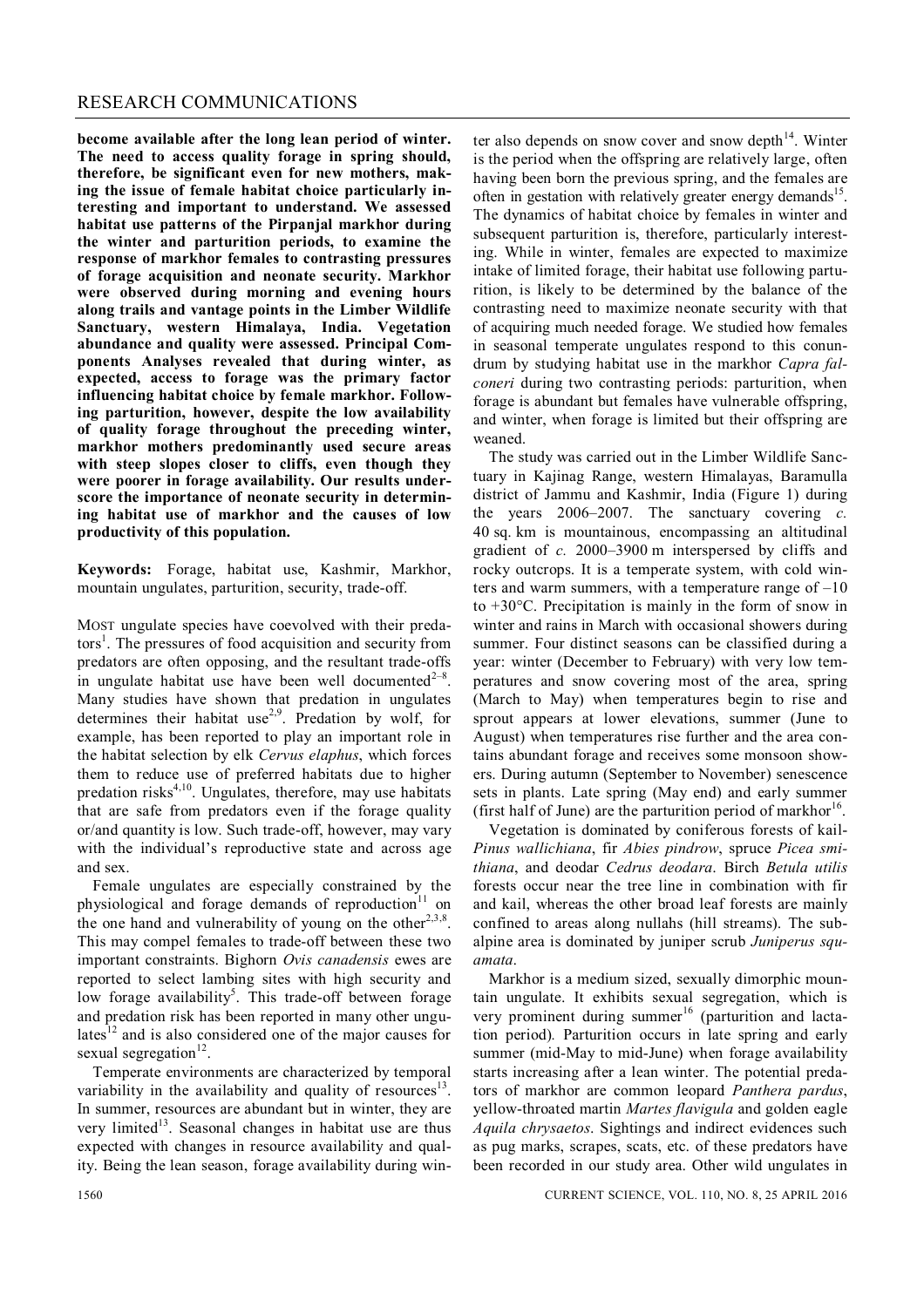**become available after the long lean period of winter. The need to access quality forage in spring should, therefore, be significant even for new mothers, making the issue of female habitat choice particularly interesting and important to understand. We assessed habitat use patterns of the Pirpanjal markhor during the winter and parturition periods, to examine the response of markhor females to contrasting pressures of forage acquisition and neonate security. Markhor were observed during morning and evening hours along trails and vantage points in the Limber Wildlife Sanctuary, western Himalaya, India. Vegetation abundance and quality were assessed. Principal Components Analyses revealed that during winter, as expected, access to forage was the primary factor influencing habitat choice by female markhor. Following parturition, however, despite the low availability of quality forage throughout the preceding winter, markhor mothers predominantly used secure areas with steep slopes closer to cliffs, even though they were poorer in forage availability. Our results underscore the importance of neonate security in determining habitat use of markhor and the causes of low productivity of this population.**

**Keywords:** Forage, habitat use, Kashmir, Markhor, mountain ungulates, parturition, security, trade-off.

MOST ungulate species have coevolved with their predators[1]. The pressures of food acquisition and security from predators are often opposing, and the resultant trade-offs in ungulate habitat use have been well documented[2–8]. Many studies have shown that predation in ungulates determines their habitat use[2,9]. Predation by wolf, for example, has been reported to play an important role in the habitat selection by elk *Cervus elaphus*, which forces them to reduce use of preferred habitats due to higher predation risks[4,10]. Ungulates, therefore, may use habitats that are safe from predators even if the forage quality or/and quantity is low. Such trade-off, however, may vary with the individual's reproductive state and across age and sex.

Female ungulates are especially constrained by the physiological and forage demands of reproduction[11] on the one hand and vulnerability of young on the other[2,3,8]. This may compel females to trade-off between these two important constraints. Bighorn *Ovis canadensis* ewes are reported to select lambing sites with high security and low forage availability[5]. This trade-off between forage and predation risk has been reported in many other ungulates[12] and is also considered one of the major causes for sexual segregation[12].

Temperate environments are characterized by temporal variability in the availability and quality of resources[13]. In summer, resources are abundant but in winter, they are very limited[13]. Seasonal changes in habitat use are thus expected with changes in resource availability and quality. Being the lean season, forage availability during winter also depends on snow cover and snow depth[14]. Winter is the period when the offspring are relatively large, often having been born the previous spring, and the females are often in gestation with relatively greater energy demands[15]. The dynamics of habitat choice by females in winter and subsequent parturition is, therefore, particularly interesting. While in winter, females are expected to maximize intake of limited forage, their habitat use following parturition, is likely to be determined by the balance of the contrasting need to maximize neonate security with that of acquiring much needed forage. We studied how females in seasonal temperate ungulates respond to this conundrum by studying habitat use in the markhor *Capra falconeri* during two contrasting periods: parturition, when forage is abundant but females have vulnerable offspring, and winter, when forage is limited but their offspring are weaned.

The study was carried out in the Limber Wildlife Sanctuary in Kajinag Range, western Himalayas, Baramulla district of Jammu and Kashmir, India (Figure 1) during the years 2006–2007. The sanctuary covering *c.* 40 sq. km is mountainous, encompassing an altitudinal gradient of *c.* 2000–3900 m interspersed by cliffs and rocky outcrops. It is a temperate system, with cold winters and warm summers, with a temperature range of –10 to +30°C. Precipitation is mainly in the form of snow in winter and rains in March with occasional showers during summer. Four distinct seasons can be classified during a year: winter (December to February) with very low temperatures and snow covering most of the area, spring (March to May) when temperatures begin to rise and sprout appears at lower elevations, summer (June to August) when temperatures rise further and the area contains abundant forage and receives some monsoon showers. During autumn (September to November) senescence sets in plants. Late spring (May end) and early summer (first half of June) are the parturition period of markhor[16].

Vegetation is dominated by coniferous forests of kail-*Pinus wallichiana*, fir *Abies pindrow*, spruce *Picea smithiana*, and deodar *Cedrus deodara*. Birch *Betula utilis* forests occur near the tree line in combination with fir and kail, whereas the other broad leaf forests are mainly confined to areas along nullahs (hill streams). The subalpine area is dominated by juniper scrub *Juniperus squamata*.

Markhor is a medium sized, sexually dimorphic mountain ungulate. It exhibits sexual segregation, which is very prominent during summer[16] (parturition and lactation period). Parturition occurs in late spring and early summer (mid-May to mid-June) when forage availability starts increasing after a lean winter. The potential predators of markhor are common leopard *Panthera pardus*, yellow-throated martin *Martes flavigula* and golden eagle *Aquila chrysaetos*. Sightings and indirect evidences such as pug marks, scrapes, scats, etc. of these predators have been recorded in our study area. Other wild ungulates in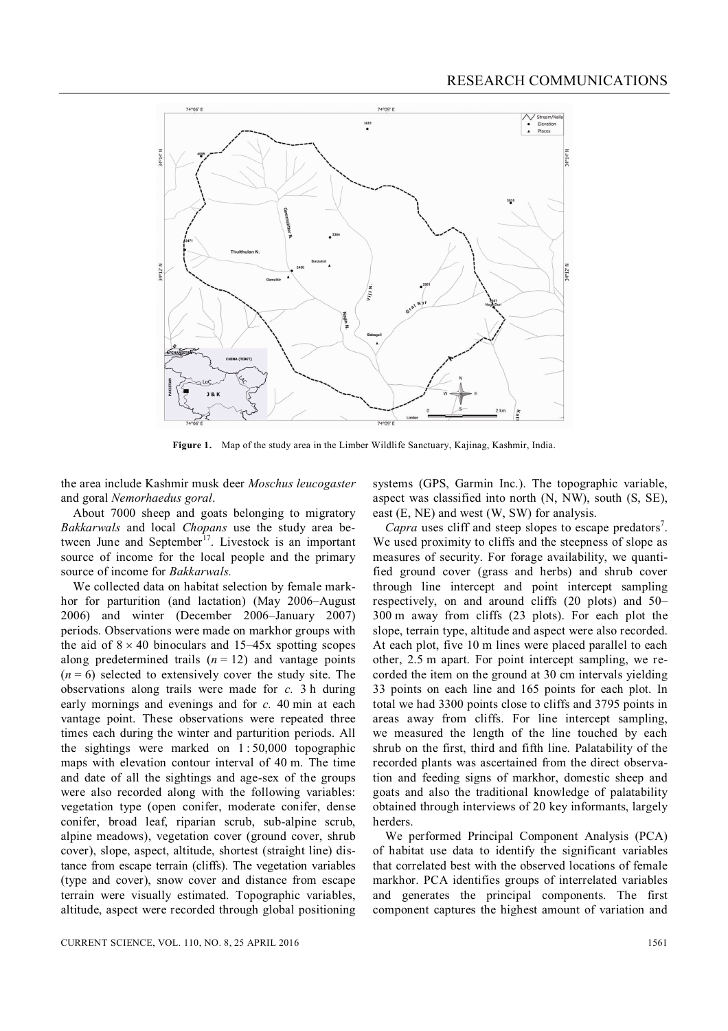Figure 1. Map of the study area in the Limber Wildlife Sanctuary, Kajinag, Kashmir, India.

the area include Kashmir musk deer *Moschus leucogaster* and goral *Nemorhaedus goral*.

About 7000 sheep and goats belonging to migratory *Bakkarwals* and local *Chopans* use the study area between June and September[17]. Livestock is an important source of income for the local people and the primary source of income for *Bakkarwals.*

We collected data on habitat selection by female markhor for parturition (and lactation) (May 2006–August 2006) and winter (December 2006–January 2007) periods. Observations were made on markhor groups with the aid of 8 × 40 binoculars and 15–45x spotting scopes along predetermined trails ($n = 12$) and vantage points ($n = 6$) selected to extensively cover the study site. The observations along trails were made for *c.* 3 h during early mornings and evenings and for *c.* 40 min at each vantage point. These observations were repeated three times each during the winter and parturition periods. All the sightings were marked on 1 : 50,000 topographic maps with elevation contour interval of 40 m. The time and date of all the sightings and age-sex of the groups were also recorded along with the following variables: vegetation type (open conifer, moderate conifer, dense conifer, broad leaf, riparian scrub, sub-alpine scrub, alpine meadows), vegetation cover (ground cover, shrub cover), slope, aspect, altitude, shortest (straight line) distance from escape terrain (cliffs). The vegetation variables (type and cover), snow cover and distance from escape terrain were visually estimated. Topographic variables, altitude, aspect were recorded through global positioning systems (GPS, Garmin Inc.). The topographic variable, aspect was classified into north (N, NW), south (S, SE), east (E, NE) and west (W, SW) for analysis.

*Capra* uses cliff and steep slopes to escape predators[7]. We used proximity to cliffs and the steepness of slope as measures of security. For forage availability, we quantified ground cover (grass and herbs) and shrub cover through line intercept and point intercept sampling respectively, on and around cliffs (20 plots) and 50–300 m away from cliffs (23 plots). For each plot the slope, terrain type, altitude and aspect were also recorded. At each plot, five 10 m lines were placed parallel to each other, 2.5 m apart. For point intercept sampling, we recorded the item on the ground at 30 cm intervals yielding 33 points on each line and 165 points for each plot. In total we had 3300 points close to cliffs and 3795 points in areas away from cliffs. For line intercept sampling, we measured the length of the line touched by each shrub on the first, third and fifth line. Palatability of the recorded plants was ascertained from the direct observation and feeding signs of markhor, domestic sheep and goats and also the traditional knowledge of palatability obtained through interviews of 20 key informants, largely herders.

We performed Principal Component Analysis (PCA) of habitat use data to identify the significant variables that correlated best with the observed locations of female markhor. PCA identifies groups of interrelated variables and generates the principal components. The first component captures the highest amount of variation and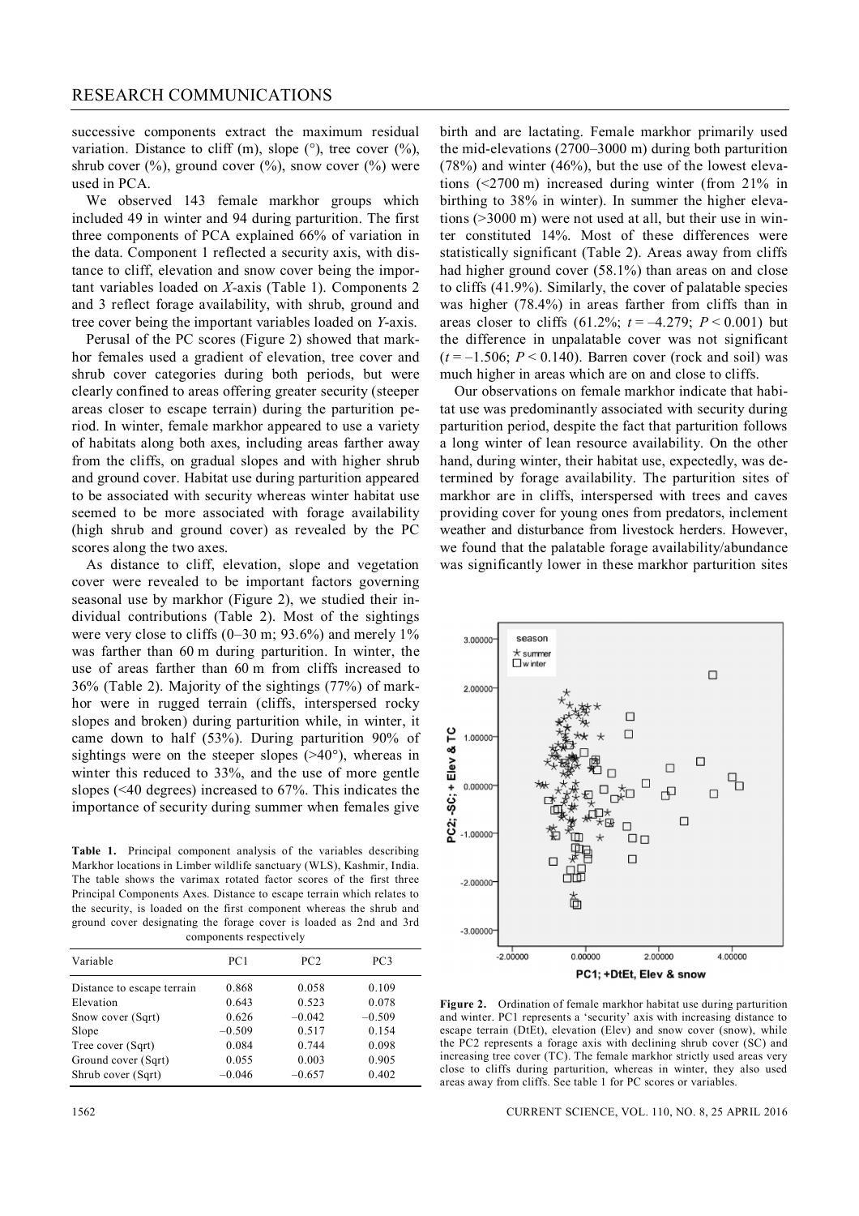successive components extract the maximum residual variation. Distance to cliff (m), slope (°), tree cover (%), shrub cover (%), ground cover (%), snow cover (%) were used in PCA.

We observed 143 female markhor groups which included 49 in winter and 94 during parturition. The first three components of PCA explained 66% of variation in the data. Component 1 reflected a security axis, with distance to cliff, elevation and snow cover being the important variables loaded on *X*-axis (Table 1). Components 2 and 3 reflect forage availability, with shrub, ground and tree cover being the important variables loaded on *Y*-axis.

Perusal of the PC scores (Figure 2) showed that markhor females used a gradient of elevation, tree cover and shrub cover categories during both periods, but were clearly confined to areas offering greater security (steeper areas closer to escape terrain) during the parturition period. In winter, female markhor appeared to use a variety of habitats along both axes, including areas farther away from the cliffs, on gradual slopes and with higher shrub and ground cover. Habitat use during parturition appeared to be associated with security whereas winter habitat use seemed to be more associated with forage availability (high shrub and ground cover) as revealed by the PC scores along the two axes.

As distance to cliff, elevation, slope and vegetation cover were revealed to be important factors governing seasonal use by markhor (Figure 2), we studied their individual contributions (Table 2). Most of the sightings were very close to cliffs (0–30 m; 93.6%) and merely 1% was farther than 60 m during parturition. In winter, the use of areas farther than 60 m from cliffs increased to 36% (Table 2). Majority of the sightings (77%) of markhor were in rugged terrain (cliffs, interspersed rocky slopes and broken) during parturition while, in winter, it came down to half (53%). During parturition 90% of sightings were on the steeper slopes (>40°), whereas in winter this reduced to 33%, and the use of more gentle slopes (<40 degrees) increased to 67%. This indicates the importance of security during summer when females give birth and are lactating. Female markhor primarily used the mid-elevations (2700–3000 m) during both parturition (78%) and winter (46%), but the use of the lowest elevations (<2700 m) increased during winter (from 21% in birthing to 38% in winter). In summer the higher elevations (>3000 m) were not used at all, but their use in winter constituted 14%. Most of these differences were statistically significant (Table 2). Areas away from cliffs had higher ground cover (58.1%) than areas on and close to cliffs (41.9%). Similarly, the cover of palatable species was higher (78.4%) in areas farther from cliffs than in areas closer to cliffs (61.2%; $t = -4.279$; $P < 0.001$) but the difference in unpalatable cover was not significant ($t = -1.506$; $P < 0.140$). Barren cover (rock and soil) was much higher in areas which are on and close to cliffs.

Our observations on female markhor indicate that habitat use was predominantly associated with security during parturition period, despite the fact that parturition follows a long winter of lean resource availability. On the other hand, during winter, their habitat use, expectedly, was determined by forage availability. The parturition sites of markhor are in cliffs, interspersed with trees and caves providing cover for young ones from predators, inclement weather and disturbance from livestock herders. However, we found that the palatable forage availability/abundance was significantly lower in these markhor parturition sites

**Table 1.** Principal component analysis of the variables describing Markhor locations in Limber wildlife sanctuary (WLS), Kashmir, India. The table shows the varimax rotated factor scores of the first three Principal Components Axes. Distance to escape terrain which relates to the security, is loaded on the first component whereas the shrub and ground cover designating the forage cover is loaded as 2nd and 3rd components respectively

| Variable | PC1 | PC2 | PC3 |
|---|---|---|---|
| Distance to escape terrain | 0.868 | 0.058 | 0.109 |
| Elevation | 0.643 | 0.523 | 0.078 |
| Snow cover (Sqrt) | 0.626 | −0.042 | −0.509 |
| Slope | −0.509 | 0.517 | 0.154 |
| Tree cover (Sqrt) | 0.084 | 0.744 | 0.098 |
| Ground cover (Sqrt) | 0.055 | 0.003 | 0.905 |
| Shrub cover (Sqrt) | −0.046 | −0.657 | 0.402 |

**Figure 2.** Ordination of female markhor habitat use during parturition and winter. PC1 represents a 'security' axis with increasing distance to escape terrain (DtEt), elevation (Elev) and snow cover (snow), while the PC2 represents a forage axis with declining shrub cover (SC) and increasing tree cover (TC). The female markhor strictly used areas very close to cliffs during parturition, whereas in winter, they also used areas away from cliffs. See table 1 for PC scores or variables.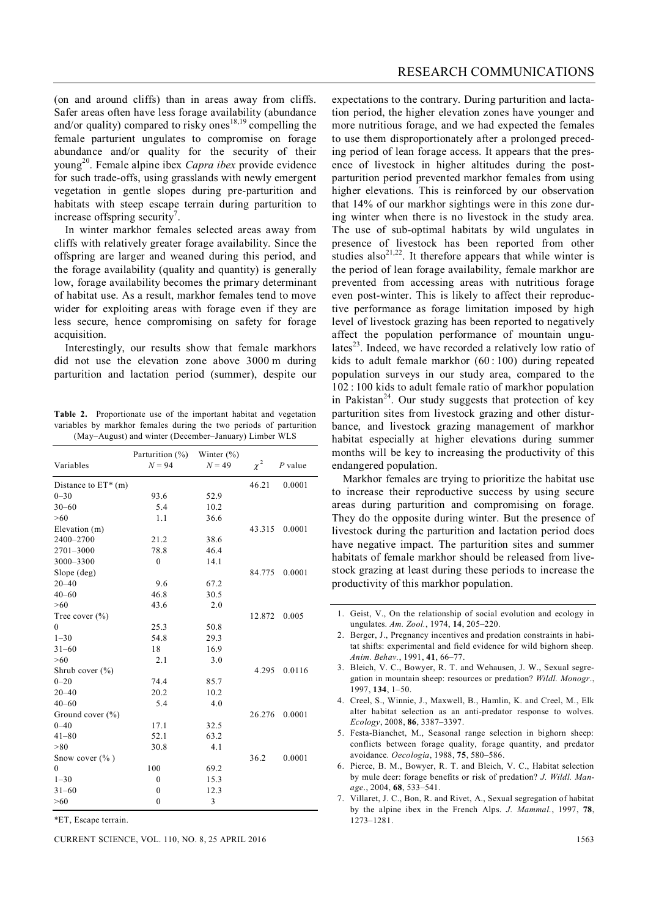(on and around cliffs) than in areas away from cliffs. Safer areas often have less forage availability (abundance and/or quality) compared to risky ones[18,19] compelling the female parturient ungulates to compromise on forage abundance and/or quality for the security of their young[20]. Female alpine ibex *Capra ibex* provide evidence for such trade-offs, using grasslands with newly emergent vegetation in gentle slopes during pre-parturition and habitats with steep escape terrain during parturition to increase offspring security[7].

In winter markhor females selected areas away from cliffs with relatively greater forage availability. Since the offspring are larger and weaned during this period, and the forage availability (quality and quantity) is generally low, forage availability becomes the primary determinant of habitat use. As a result, markhor females tend to move wider for exploiting areas with forage even if they are less secure, hence compromising on safety for forage acquisition.

Interestingly, our results show that female markhors did not use the elevation zone above 3000 m during parturition and lactation period (summer), despite our expectations to the contrary. During parturition and lactation period, the higher elevation zones have younger and more nutritious forage, and we had expected the females to use them disproportionately after a prolonged preceding period of lean forage access. It appears that the presence of livestock in higher altitudes during the post-parturition period prevented markhor females from using higher elevations. This is reinforced by our observation that 14% of our markhor sightings were in this zone during winter when there is no livestock in the study area. The use of sub-optimal habitats by wild ungulates in presence of livestock has been reported from other studies also[21,22]. It therefore appears that while winter is the period of lean forage availability, female markhor are prevented from accessing areas with nutritious forage even post-winter. This is likely to affect their reproductive performance as forage limitation imposed by high level of livestock grazing has been reported to negatively affect the population performance of mountain ungulates[23]. Indeed, we have recorded a relatively low ratio of kids to adult female markhor (60 : 100) during repeated population surveys in our study area, compared to the 102 : 100 kids to adult female ratio of markhor population in Pakistan[24]. Our study suggests that protection of key parturition sites from livestock grazing and other disturbance, and livestock grazing management of markhor habitat especially at higher elevations during summer months will be key to increasing the productivity of this endangered population.

Markhor females are trying to prioritize the habitat use to increase their reproductive success by using secure areas during parturition and compromising on forage. They do the opposite during winter. But the presence of livestock during the parturition and lactation period does have negative impact. The parturition sites and summer habitats of female markhor should be released from livestock grazing at least during these periods to increase the productivity of this markhor population.

**Table 2.** Proportionate use of the important habitat and vegetation variables by markhor females during the two periods of parturition (May–August) and winter (December–January) Limber WLS

| Variables | Parturition (%) $N = 94$ | Winter (%) $N = 49$ | $\chi^2$ | $P$ value |
|---|---|---|---|---|
| Distance to ET* (m) | | | 46.21 | 0.0001 |
| 0–30 | 93.6 | 52.9 | | |
| 30–60 | 5.4 | 10.2 | | |
| >60 | 1.1 | 36.6 | | |
| Elevation (m) | | | 43.315 | 0.0001 |
| 2400–2700 | 21.2 | 38.6 | | |
| 2701–3000 | 78.8 | 46.4 | | |
| 3000–3300 | 0 | 14.1 | | |
| Slope (deg) | | | 84.775 | 0.0001 |
| 20–40 | 9.6 | 67.2 | | |
| 40–60 | 46.8 | 30.5 | | |
| >60 | 43.6 | 2.0 | | |
| Tree cover (%) | | | 12.872 | 0.005 |
| 0 | 25.3 | 50.8 | | |
| 1–30 | 54.8 | 29.3 | | |
| 31–60 | 18 | 16.9 | | |
| >60 | 2.1 | 3.0 | | |
| Shrub cover (%) | | | 4.295 | 0.0116 |
| 0–20 | 74.4 | 85.7 | | |
| 20–40 | 20.2 | 10.2 | | |
| 40–60 | 5.4 | 4.0 | | |
| Ground cover (%) | | | 26.276 | 0.0001 |
| 0–40 | 17.1 | 32.5 | | |
| 41–80 | 52.1 | 63.2 | | |
| >80 | 30.8 | 4.1 | | |
| Snow cover (%) | | | 36.2 | 0.0001 |
| 0 | 100 | 69.2 | | |
| 1–30 | 0 | 15.3 | | |
| 31–60 | 0 | 12.3 | | |
| >60 | 0 | 3 | | |

*ET, Escape terrain.

1. Geist, V., On the relationship of social evolution and ecology in ungulates. *Am. Zool.*, 1974, **14**, 205–220.
2. Berger, J., Pregnancy incentives and predation constraints in habitat shifts: experimental and field evidence for wild bighorn sheep. *Anim. Behav.*, 1991, **41**, 66–77.
3. Bleich, V. C., Bowyer, R. T. and Wehausen, J. W., Sexual segregation in mountain sheep: resources or predation? *Wildl. Monogr*., 1997, **134**, 1–50.
4. Creel, S., Winnie, J., Maxwell, B., Hamlin, K. and Creel, M., Elk alter habitat selection as an anti-predator response to wolves. *Ecology*, 2008, **86**, 3387–3397.
5. Festa-Bianchet, M., Seasonal range selection in bighorn sheep: conflicts between forage quality, forage quantity, and predator avoidance. *Oecologia*, 1988, **75**, 580–586.
6. Pierce, B. M., Bowyer, R. T. and Bleich, V. C., Habitat selection by mule deer: forage benefits or risk of predation? *J. Wildl. Manage*., 2004, **68**, 533–541.
7. Villaret, J. C., Bon, R. and Rivet, A., Sexual segregation of habitat by the alpine ibex in the French Alps. *J. Mammal.*, 1997, **78**, 1273–1281.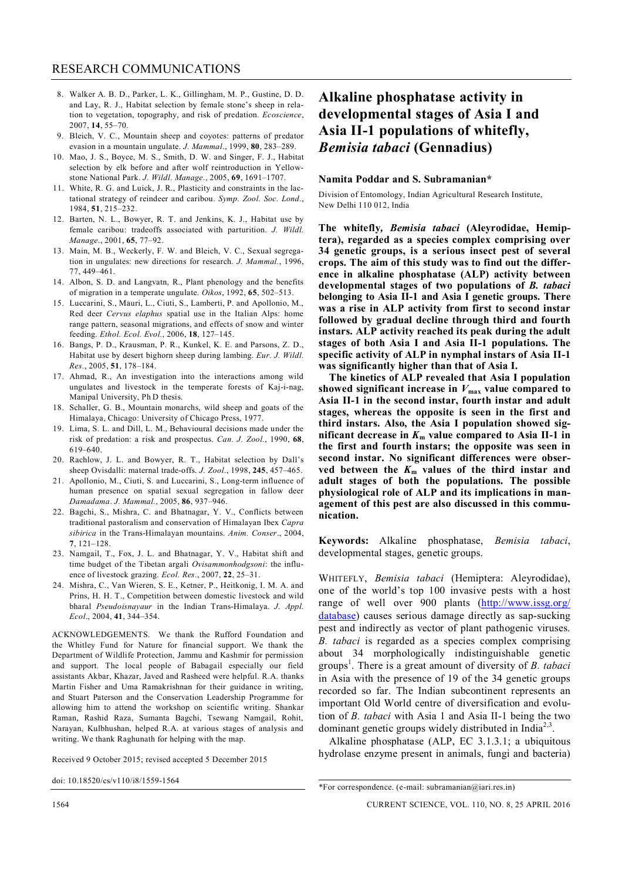8. Walker A. B. D., Parker, L. K., Gillingham, M. P., Gustine, D. D. and Lay, R. J., Habitat selection by female stone's sheep in relation to vegetation, topography, and risk of predation. *Ecoscience*, 2007, **14**, 55–70.
9. Bleich, V. C., Mountain sheep and coyotes: patterns of predator evasion in a mountain ungulate. *J. Mammal*., 1999, **80**, 283–289.
10. Mao, J. S., Boyce, M. S., Smith, D. W. and Singer, F. J., Habitat selection by elk before and after wolf reintroduction in Yellowstone National Park. *J. Wildl. Manage.*, 2005, **69**, 1691–1707.
11. White, R. G. and Luick, J. R., Plasticity and constraints in the lactational strategy of reindeer and caribou. *Symp. Zool. Soc. Lond*., 1984, **51**, 215–232.
12. Barten, N. L., Bowyer, R. T. and Jenkins, K. J., Habitat use by female caribou: tradeoffs associated with parturition. *J. Wildl. Manage*., 2001, **65**, 77–92.
13. Main, M. B., Weckerly, F. W. and Bleich, V. C., Sexual segregation in ungulates: new directions for research. *J. Mammal.*, 1996, 77, 449–461.
14. Albon, S. D. and Langvatn, R., Plant phenology and the benefits of migration in a temperate ungulate. *Oikos*, 1992, **65**, 502–513.
15. Luccarini, S., Mauri, L., Ciuti, S., Lamberti, P. and Apollonio, M., Red deer *Cervus elaphus* spatial use in the Italian Alps: home range pattern, seasonal migrations, and effects of snow and winter feeding. *Ethol. Ecol. Evol.*, 2006, **18**, 127–145.
16. Bangs, P. D., Krausman, P. R., Kunkel, K. E. and Parsons, Z. D., Habitat use by desert bighorn sheep during lambing. *Eur. J. Wildl. Res.*, 2005, **51**, 178–184.
17. Ahmad, R., An investigation into the interactions among wild ungulates and livestock in the temperate forests of Kaj-i-nag, Manipal University, Ph D thesis.
18. Schaller, G. B., Mountain monarchs, wild sheep and goats of the Himalaya, Chicago: University of Chicago Press, 1977.
19. Lima, S. L. and Dill, L. M., Behavioural decisions made under the risk of predation: a risk and prospectus. *Can. J. Zool.*, 1990, **68**, 619–640.
20. Rachlow, J. L. and Bowyer, R. T., Habitat selection by Dall's sheep Ovisdalli: maternal trade-offs. *J. Zool*., 1998, **245**, 457–465.
21. Apollonio, M., Ciuti, S. and Luccarini, S., Long-term influence of human presence on spatial sexual segregation in fallow deer *Damadama*. *J. Mammal.*, 2005, **86**, 937–946.
22. Bagchi, S., Mishra, C. and Bhatnagar, Y. V., Conflicts between traditional pastoralism and conservation of Himalayan Ibex *Capra sibirica* in the Trans-Himalayan mountains. *Anim. Conser*., 2004, **7**, 121–128.
23. Namgail, T., Fox, J. L. and Bhatnagar, Y. V., Habitat shift and time budget of the Tibetan argali *Ovisammonhodgsoni*: the influence of livestock grazing. *Ecol. Res*., 2007, **22**, 25–31.
24. Mishra, C., Van Wieren, S. E., Ketner, P., Heitkonig, I. M. A. and Prins, H. H. T., Competition between domestic livestock and wild bharal *Pseudoisnayaur* in the Indian Trans-Himalaya. *J. Appl. Ecol*., 2004, **41**, 344–354.

ACKNOWLEDGEMENTS. We thank the Rufford Foundation and the Whitley Fund for Nature for financial support. We thank the Department of Wildlife Protection, Jammu and Kashmir for permission and support. The local people of Babagail especially our field assistants Akbar, Khazar, Javed and Rasheed were helpful. R.A. thanks Martin Fisher and Uma Ramakrishnan for their guidance in writing, and Stuart Paterson and the Conservation Leadership Programme for allowing him to attend the workshop on scientific writing. Shankar Raman, Rashid Raza, Sumanta Bagchi, Tsewang Namgail, Rohit, Narayan, Kulbhushan, helped R.A. at various stages of analysis and writing. We thank Raghunath for helping with the map.

Received 9 October 2015; revised accepted 5 December 2015

doi: 10.18520/cs/v110/i8/1559-1564

# Alkaline phosphatase activity in developmental stages of Asia I and Asia II-1 populations of whitefly, *Bemisia tabaci* (Gennadius)

**Namita Poddar and S. Subramanian***

Division of Entomology, Indian Agricultural Research Institute, New Delhi 110 012, India

**The whitefly, *Bemisia tabaci* (Aleyrodidae, Hemiptera), regarded as a species complex comprising over 34 genetic groups, is a serious insect pest of several crops. The aim of this study was to find out the difference in alkaline phosphatase (ALP) activity between developmental stages of two populations of *B. tabaci* belonging to Asia II-1 and Asia I genetic groups. There was a rise in ALP activity from first to second instar followed by gradual decline through third and fourth instars. ALP activity reached its peak during the adult stages of both Asia I and Asia II-1 populations. The specific activity of ALP in nymphal instars of Asia II-1 was significantly higher than that of Asia I.**

**The kinetics of ALP revealed that Asia I population showed significant increase in $V_{max}$ value compared to Asia II-1 in the second instar, fourth instar and adult stages, whereas the opposite is seen in the first and third instars. Also, the Asia I population showed significant decrease in $K_m$ value compared to Asia II-1 in the first and fourth instars; the opposite was seen in second instar. No significant differences were observed between the $K_m$ values of the third instar and adult stages of both the populations. The possible physiological role of ALP and its implications in management of this pest are also discussed in this communication.**

**Keywords:** Alkaline phosphatase, *Bemisia tabaci*, developmental stages, genetic groups.

WHITEFLY, *Bemisia tabaci* (Hemiptera: Aleyrodidae), one of the world's top 100 invasive pests with a host range of well over 900 plants (http://www.issg.org/database) causes serious damage directly as sap-sucking pest and indirectly as vector of plant pathogenic viruses. *B. tabaci* is regarded as a species complex comprising about 34 morphologically indistinguishable genetic groups[1]. There is a great amount of diversity of *B. tabaci* in Asia with the presence of 19 of the 34 genetic groups recorded so far. The Indian subcontinent represents an important Old World centre of diversification and evolution of *B. tabaci* with Asia 1 and Asia II-1 being the two dominant genetic groups widely distributed in India[2,3].

Alkaline phosphatase (ALP, EC 3.1.3.1; a ubiquitous hydrolase enzyme present in animals, fungi and bacteria)

*For correspondence. (e-mail: subramanian@iari.res.in)